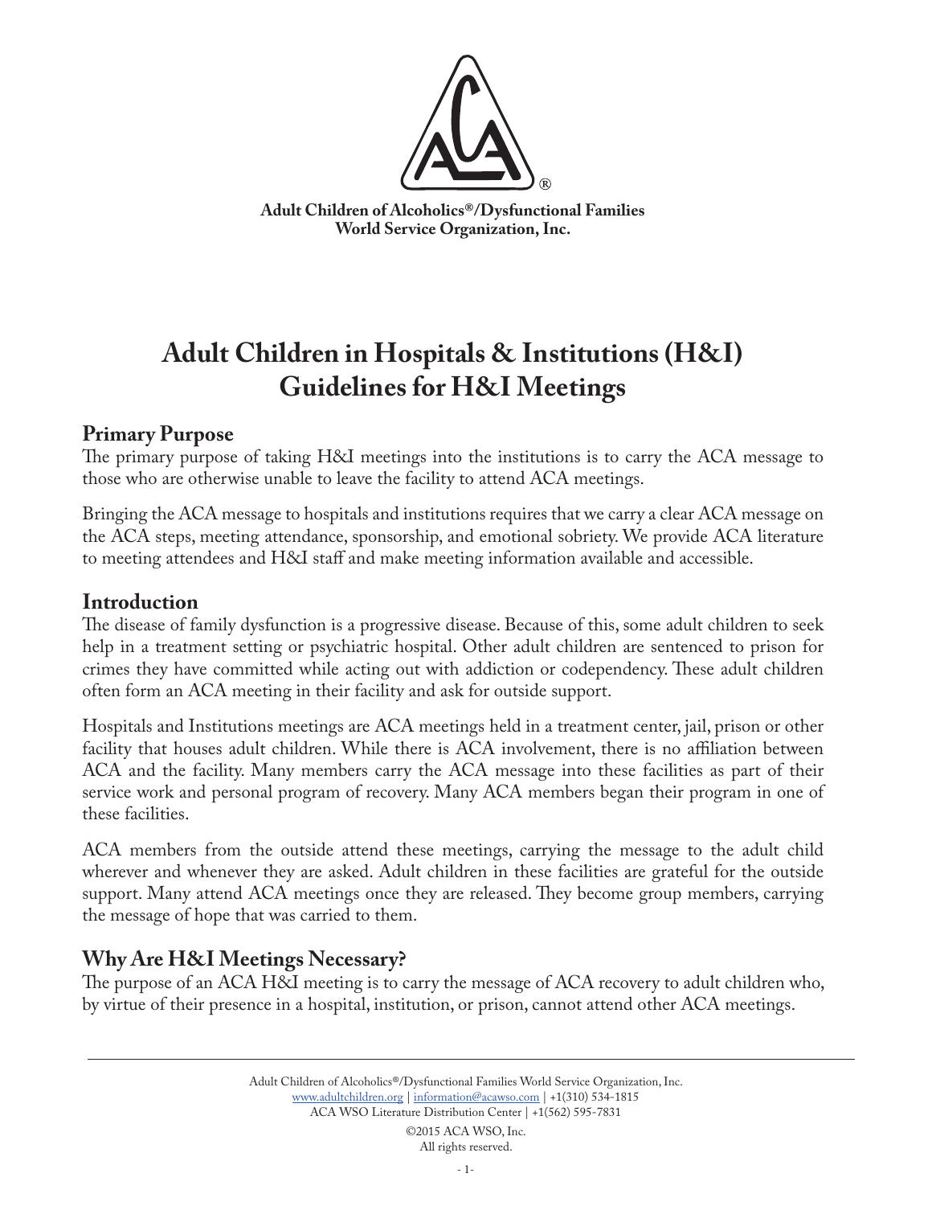Adult Children of Alcoholics®/Dysfunctional Families
World Service Organization, Inc.

# Adult Children in Hospitals & Institutions (H&I)
# Guidelines for H&I Meetings

## Primary Purpose

The primary purpose of taking H&I meetings into the institutions is to carry the ACA message to those who are otherwise unable to leave the facility to attend ACA meetings.

Bringing the ACA message to hospitals and institutions requires that we carry a clear ACA message on the ACA steps, meeting attendance, sponsorship, and emotional sobriety. We provide ACA literature to meeting attendees and H&I staff and make meeting information available and accessible.

## Introduction

The disease of family dysfunction is a progressive disease. Because of this, some adult children to seek help in a treatment setting or psychiatric hospital. Other adult children are sentenced to prison for crimes they have committed while acting out with addiction or codependency. These adult children often form an ACA meeting in their facility and ask for outside support.

Hospitals and Institutions meetings are ACA meetings held in a treatment center, jail, prison or other facility that houses adult children. While there is ACA involvement, there is no affiliation between ACA and the facility. Many members carry the ACA message into these facilities as part of their service work and personal program of recovery. Many ACA members began their program in one of these facilities.

ACA members from the outside attend these meetings, carrying the message to the adult child wherever and whenever they are asked. Adult children in these facilities are grateful for the outside support. Many attend ACA meetings once they are released. They become group members, carrying the message of hope that was carried to them.

## Why Are H&I Meetings Necessary?

The purpose of an ACA H&I meeting is to carry the message of ACA recovery to adult children who, by virtue of their presence in a hospital, institution, or prison, cannot attend other ACA meetings.

Adult Children of Alcoholics®/Dysfunctional Families World Service Organization, Inc.
www.adultchildren.org | information@acawso.com | +1(310) 534-1815
ACA WSO Literature Distribution Center | +1(562) 595-7831

©2015 ACA WSO, Inc.
All rights reserved.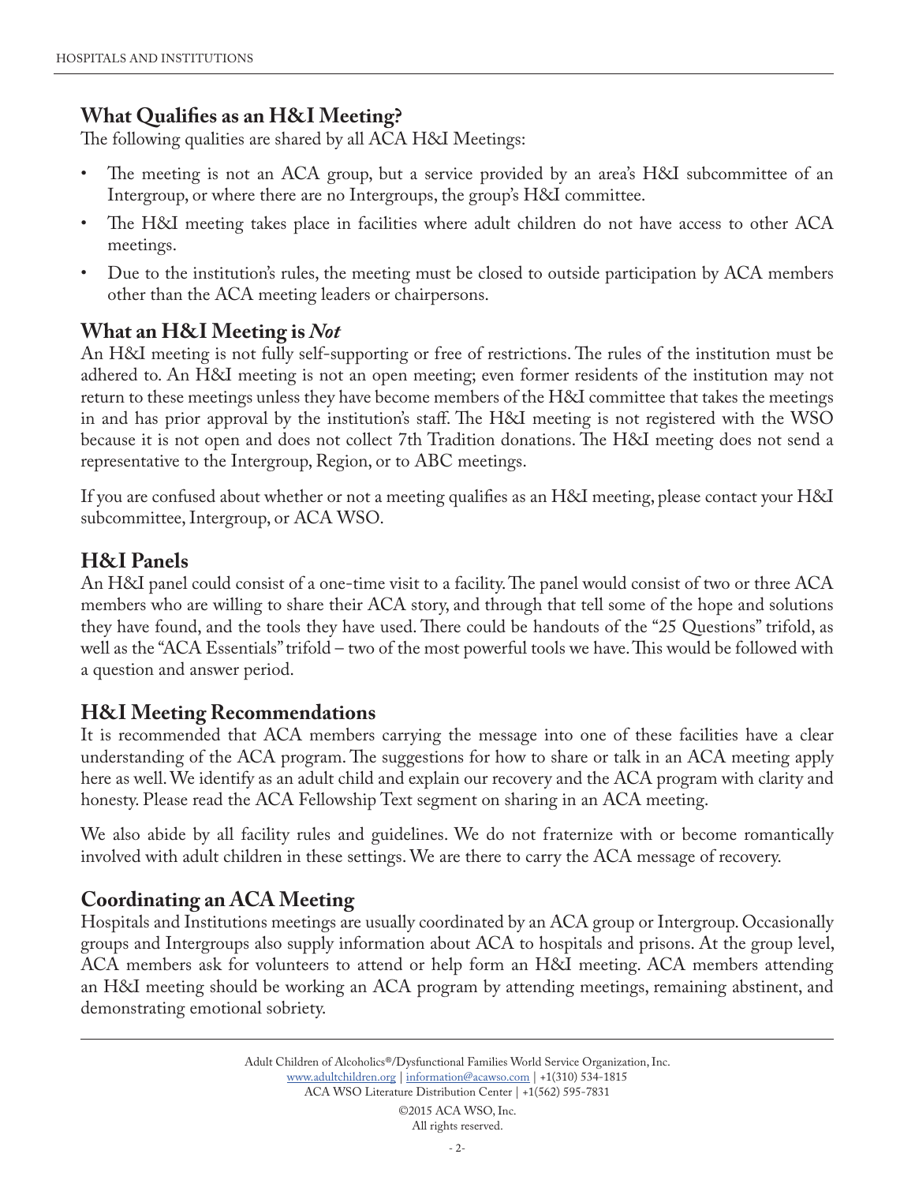## What Qualifies as an H&I Meeting?

The following qualities are shared by all ACA H&I Meetings:

- The meeting is not an ACA group, but a service provided by an area's H&I subcommittee of an Intergroup, or where there are no Intergroups, the group's H&I committee.
- The H&I meeting takes place in facilities where adult children do not have access to other ACA meetings.
- Due to the institution's rules, the meeting must be closed to outside participation by ACA members other than the ACA meeting leaders or chairpersons.

## What an H&I Meeting is *Not*

An H&I meeting is not fully self-supporting or free of restrictions. The rules of the institution must be adhered to. An H&I meeting is not an open meeting; even former residents of the institution may not return to these meetings unless they have become members of the H&I committee that takes the meetings in and has prior approval by the institution's staff. The H&I meeting is not registered with the WSO because it is not open and does not collect 7th Tradition donations. The H&I meeting does not send a representative to the Intergroup, Region, or to ABC meetings.

If you are confused about whether or not a meeting qualifies as an H&I meeting, please contact your H&I subcommittee, Intergroup, or ACA WSO.

## H&I Panels

An H&I panel could consist of a one-time visit to a facility. The panel would consist of two or three ACA members who are willing to share their ACA story, and through that tell some of the hope and solutions they have found, and the tools they have used. There could be handouts of the "25 Questions" trifold, as well as the "ACA Essentials" trifold – two of the most powerful tools we have. This would be followed with a question and answer period.

## H&I Meeting Recommendations

It is recommended that ACA members carrying the message into one of these facilities have a clear understanding of the ACA program. The suggestions for how to share or talk in an ACA meeting apply here as well. We identify as an adult child and explain our recovery and the ACA program with clarity and honesty. Please read the ACA Fellowship Text segment on sharing in an ACA meeting.

We also abide by all facility rules and guidelines. We do not fraternize with or become romantically involved with adult children in these settings. We are there to carry the ACA message of recovery.

## Coordinating an ACA Meeting

Hospitals and Institutions meetings are usually coordinated by an ACA group or Intergroup. Occasionally groups and Intergroups also supply information about ACA to hospitals and prisons. At the group level, ACA members ask for volunteers to attend or help form an H&I meeting. ACA members attending an H&I meeting should be working an ACA program by attending meetings, remaining abstinent, and demonstrating emotional sobriety.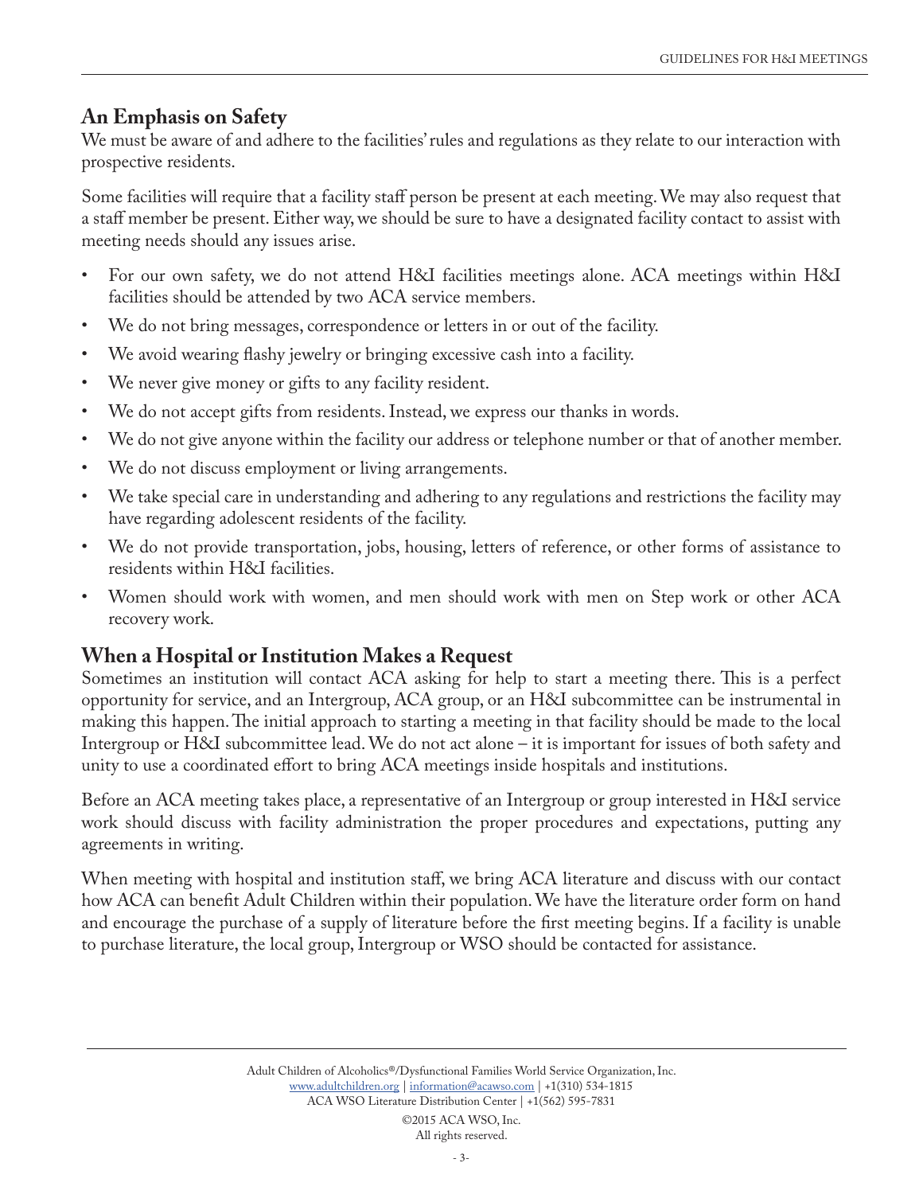## An Emphasis on Safety

We must be aware of and adhere to the facilities' rules and regulations as they relate to our interaction with prospective residents.

Some facilities will require that a facility staff person be present at each meeting. We may also request that a staff member be present. Either way, we should be sure to have a designated facility contact to assist with meeting needs should any issues arise.

- For our own safety, we do not attend H&I facilities meetings alone. ACA meetings within H&I facilities should be attended by two ACA service members.
- We do not bring messages, correspondence or letters in or out of the facility.
- We avoid wearing flashy jewelry or bringing excessive cash into a facility.
- We never give money or gifts to any facility resident.
- We do not accept gifts from residents. Instead, we express our thanks in words.
- We do not give anyone within the facility our address or telephone number or that of another member.
- We do not discuss employment or living arrangements.
- We take special care in understanding and adhering to any regulations and restrictions the facility may have regarding adolescent residents of the facility.
- We do not provide transportation, jobs, housing, letters of reference, or other forms of assistance to residents within H&I facilities.
- Women should work with women, and men should work with men on Step work or other ACA recovery work.

## When a Hospital or Institution Makes a Request

Sometimes an institution will contact ACA asking for help to start a meeting there. This is a perfect opportunity for service, and an Intergroup, ACA group, or an H&I subcommittee can be instrumental in making this happen. The initial approach to starting a meeting in that facility should be made to the local Intergroup or H&I subcommittee lead. We do not act alone – it is important for issues of both safety and unity to use a coordinated effort to bring ACA meetings inside hospitals and institutions.

Before an ACA meeting takes place, a representative of an Intergroup or group interested in H&I service work should discuss with facility administration the proper procedures and expectations, putting any agreements in writing.

When meeting with hospital and institution staff, we bring ACA literature and discuss with our contact how ACA can benefit Adult Children within their population. We have the literature order form on hand and encourage the purchase of a supply of literature before the first meeting begins. If a facility is unable to purchase literature, the local group, Intergroup or WSO should be contacted for assistance.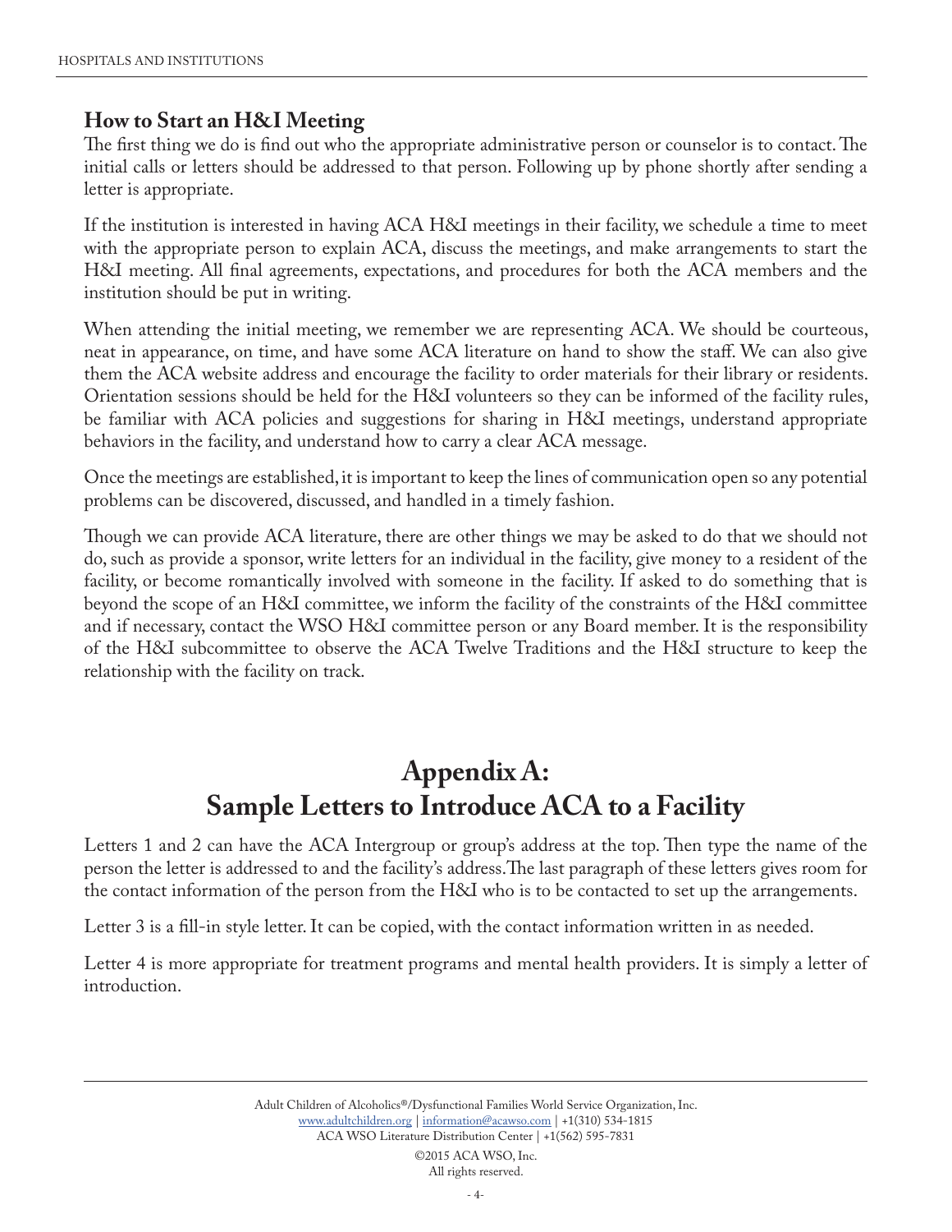## How to Start an H&I Meeting

The first thing we do is find out who the appropriate administrative person or counselor is to contact. The initial calls or letters should be addressed to that person. Following up by phone shortly after sending a letter is appropriate.

If the institution is interested in having ACA H&I meetings in their facility, we schedule a time to meet with the appropriate person to explain ACA, discuss the meetings, and make arrangements to start the H&I meeting. All final agreements, expectations, and procedures for both the ACA members and the institution should be put in writing.

When attending the initial meeting, we remember we are representing ACA. We should be courteous, neat in appearance, on time, and have some ACA literature on hand to show the staff. We can also give them the ACA website address and encourage the facility to order materials for their library or residents. Orientation sessions should be held for the H&I volunteers so they can be informed of the facility rules, be familiar with ACA policies and suggestions for sharing in H&I meetings, understand appropriate behaviors in the facility, and understand how to carry a clear ACA message.

Once the meetings are established, it is important to keep the lines of communication open so any potential problems can be discovered, discussed, and handled in a timely fashion.

Though we can provide ACA literature, there are other things we may be asked to do that we should not do, such as provide a sponsor, write letters for an individual in the facility, give money to a resident of the facility, or become romantically involved with someone in the facility. If asked to do something that is beyond the scope of an H&I committee, we inform the facility of the constraints of the H&I committee and if necessary, contact the WSO H&I committee person or any Board member. It is the responsibility of the H&I subcommittee to observe the ACA Twelve Traditions and the H&I structure to keep the relationship with the facility on track.

# Appendix A: Sample Letters to Introduce ACA to a Facility

Letters 1 and 2 can have the ACA Intergroup or group's address at the top. Then type the name of the person the letter is addressed to and the facility's address. The last paragraph of these letters gives room for the contact information of the person from the H&I who is to be contacted to set up the arrangements.

Letter 3 is a fill-in style letter. It can be copied, with the contact information written in as needed.

Letter 4 is more appropriate for treatment programs and mental health providers. It is simply a letter of introduction.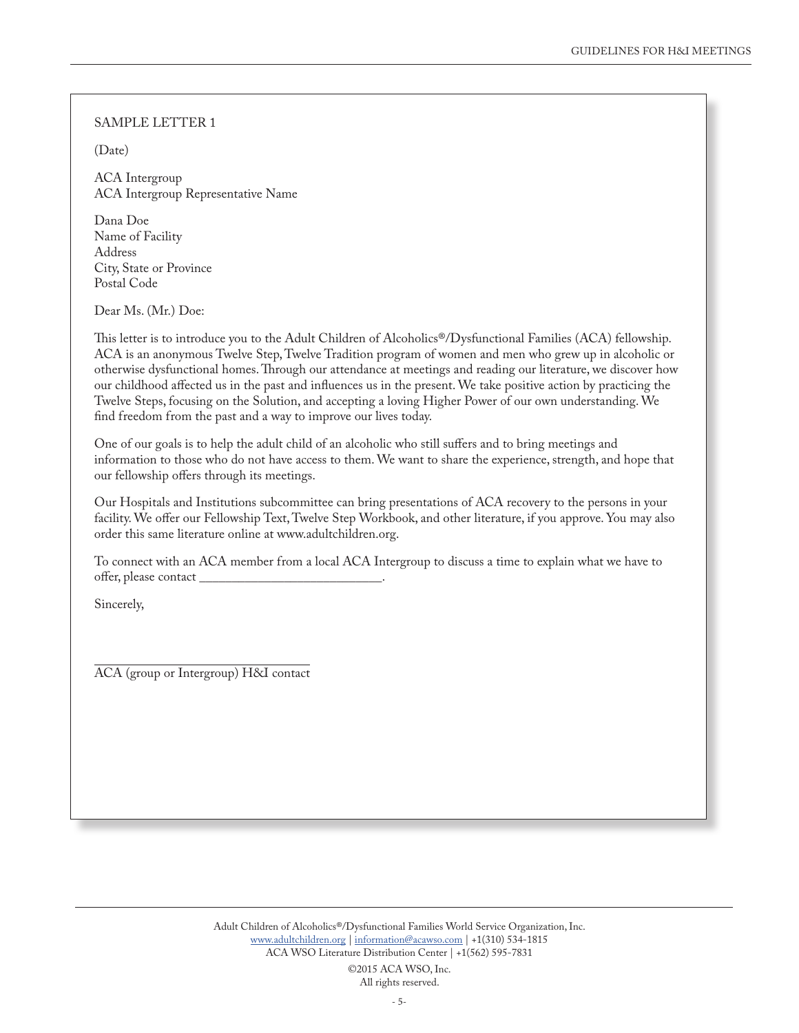SAMPLE LETTER 1

(Date)

ACA Intergroup
ACA Intergroup Representative Name

Dana Doe
Name of Facility
Address
City, State or Province
Postal Code

Dear Ms. (Mr.) Doe:

This letter is to introduce you to the Adult Children of Alcoholics®/Dysfunctional Families (ACA) fellowship. ACA is an anonymous Twelve Step, Twelve Tradition program of women and men who grew up in alcoholic or otherwise dysfunctional homes. Through our attendance at meetings and reading our literature, we discover how our childhood affected us in the past and influences us in the present. We take positive action by practicing the Twelve Steps, focusing on the Solution, and accepting a loving Higher Power of our own understanding. We find freedom from the past and a way to improve our lives today.

One of our goals is to help the adult child of an alcoholic who still suffers and to bring meetings and information to those who do not have access to them. We want to share the experience, strength, and hope that our fellowship offers through its meetings.

Our Hospitals and Institutions subcommittee can bring presentations of ACA recovery to the persons in your facility. We offer our Fellowship Text, Twelve Step Workbook, and other literature, if you approve. You may also order this same literature online at www.adultchildren.org.

To connect with an ACA member from a local ACA Intergroup to discuss a time to explain what we have to offer, please contact ___________________________.

Sincerely,

_________________________________
ACA (group or Intergroup) H&I contact

Adult Children of Alcoholics®/Dysfunctional Families World Service Organization, Inc.
www.adultchildren.org | information@acawso.com | +1(310) 534-1815
ACA WSO Literature Distribution Center | +1(562) 595-7831

©2015 ACA WSO, Inc.
All rights reserved.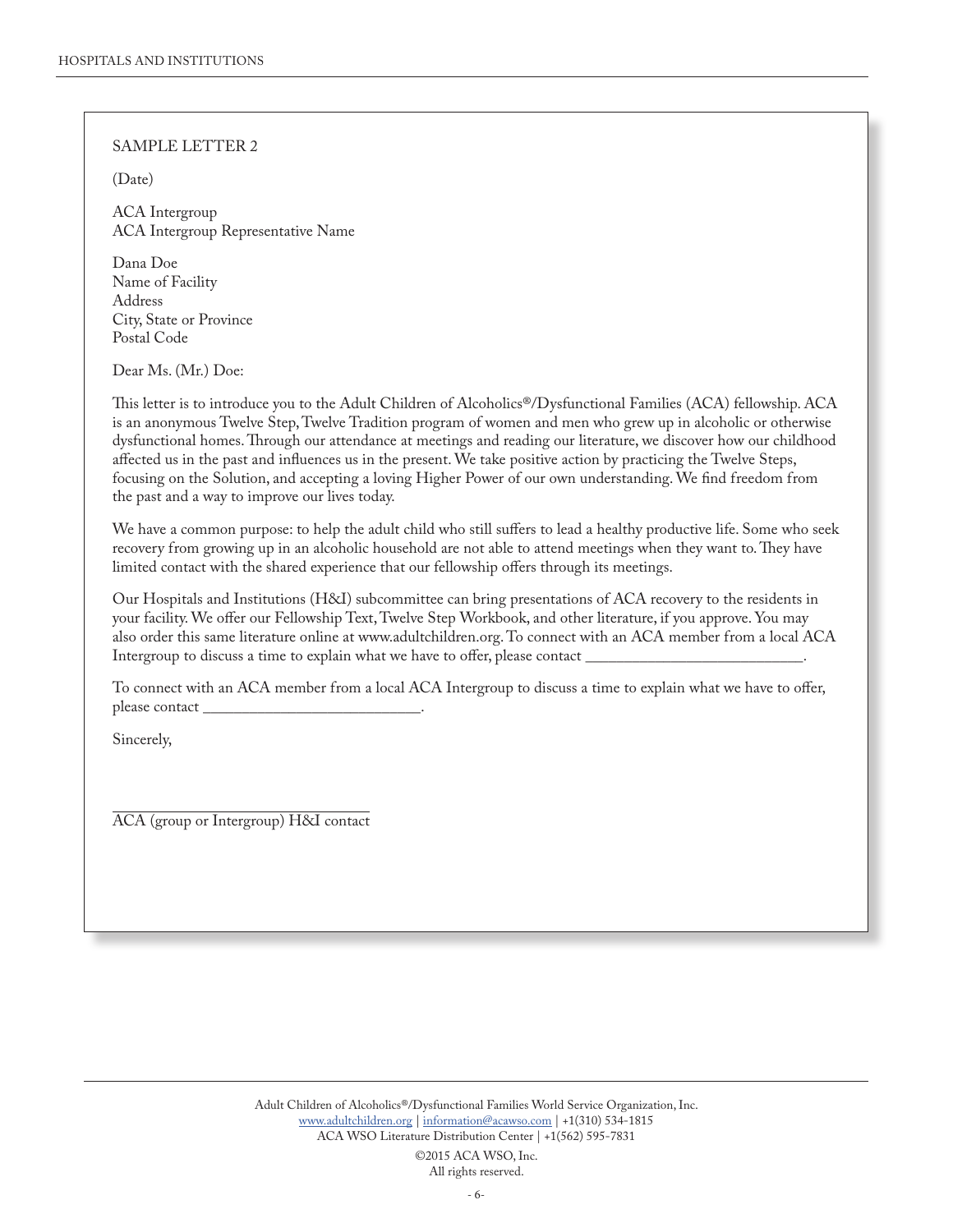SAMPLE LETTER 2

(Date)

ACA Intergroup
ACA Intergroup Representative Name

Dana Doe
Name of Facility
Address
City, State or Province
Postal Code

Dear Ms. (Mr.) Doe:

This letter is to introduce you to the Adult Children of Alcoholics®/Dysfunctional Families (ACA) fellowship. ACA is an anonymous Twelve Step, Twelve Tradition program of women and men who grew up in alcoholic or otherwise dysfunctional homes. Through our attendance at meetings and reading our literature, we discover how our childhood affected us in the past and influences us in the present. We take positive action by practicing the Twelve Steps, focusing on the Solution, and accepting a loving Higher Power of our own understanding. We find freedom from the past and a way to improve our lives today.

We have a common purpose: to help the adult child who still suffers to lead a healthy productive life. Some who seek recovery from growing up in an alcoholic household are not able to attend meetings when they want to. They have limited contact with the shared experience that our fellowship offers through its meetings.

Our Hospitals and Institutions (H&I) subcommittee can bring presentations of ACA recovery to the residents in your facility. We offer our Fellowship Text, Twelve Step Workbook, and other literature, if you approve. You may also order this same literature online at www.adultchildren.org. To connect with an ACA member from a local ACA Intergroup to discuss a time to explain what we have to offer, please contact ___________________________.

To connect with an ACA member from a local ACA Intergroup to discuss a time to explain what we have to offer, please contact ___________________________.

Sincerely,

_______________________________
ACA (group or Intergroup) H&I contact

Adult Children of Alcoholics®/Dysfunctional Families World Service Organization, Inc.
www.adultchildren.org | information@acawso.com | +1(310) 534-1815
ACA WSO Literature Distribution Center | +1(562) 595-7831

©2015 ACA WSO, Inc.
All rights reserved.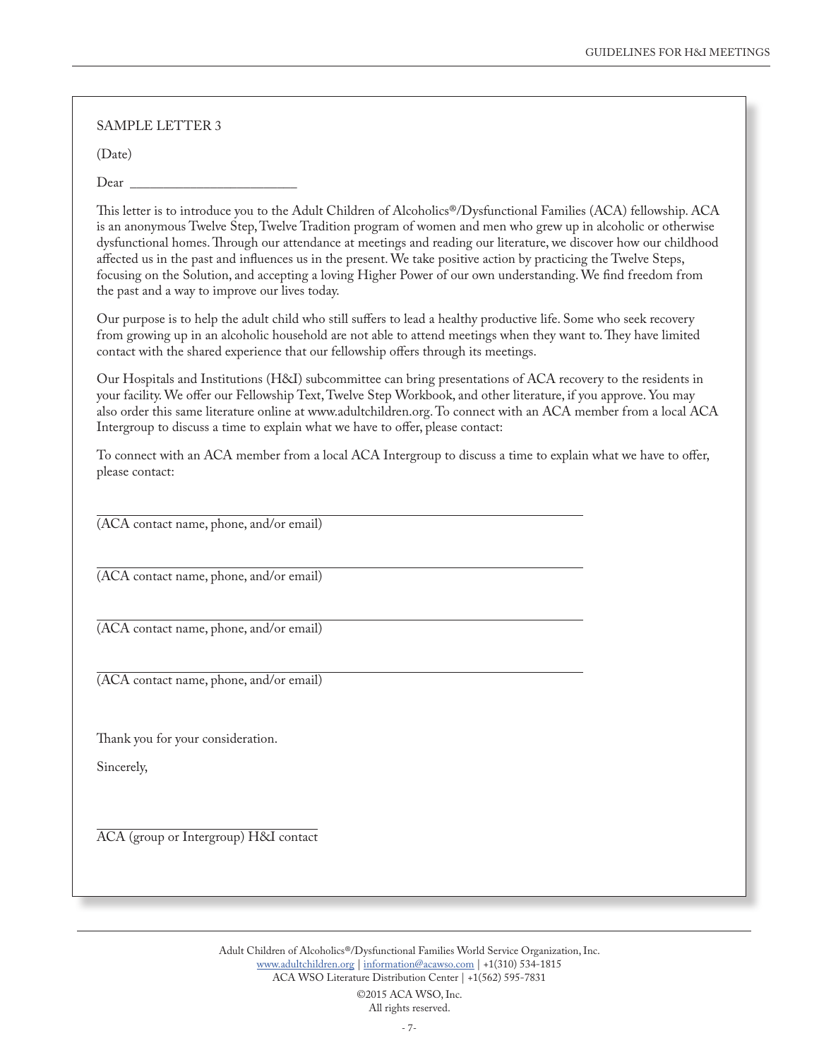SAMPLE LETTER 3

(Date)

Dear ________________________

This letter is to introduce you to the Adult Children of Alcoholics®/Dysfunctional Families (ACA) fellowship. ACA is an anonymous Twelve Step, Twelve Tradition program of women and men who grew up in alcoholic or otherwise dysfunctional homes. Through our attendance at meetings and reading our literature, we discover how our childhood affected us in the past and influences us in the present. We take positive action by practicing the Twelve Steps, focusing on the Solution, and accepting a loving Higher Power of our own understanding. We find freedom from the past and a way to improve our lives today.

Our purpose is to help the adult child who still suffers to lead a healthy productive life. Some who seek recovery from growing up in an alcoholic household are not able to attend meetings when they want to. They have limited contact with the shared experience that our fellowship offers through its meetings.

Our Hospitals and Institutions (H&I) subcommittee can bring presentations of ACA recovery to the residents in your facility. We offer our Fellowship Text, Twelve Step Workbook, and other literature, if you approve. You may also order this same literature online at www.adultchildren.org. To connect with an ACA member from a local ACA Intergroup to discuss a time to explain what we have to offer, please contact:

To connect with an ACA member from a local ACA Intergroup to discuss a time to explain what we have to offer, please contact:

________________________________________
(ACA contact name, phone, and/or email)

________________________________________
(ACA contact name, phone, and/or email)

________________________________________
(ACA contact name, phone, and/or email)

________________________________________
(ACA contact name, phone, and/or email)

Thank you for your consideration.

Sincerely,

________________________________________
ACA (group or Intergroup) H&I contact

Adult Children of Alcoholics®/Dysfunctional Families World Service Organization, Inc.
www.adultchildren.org | information@acawso.com | +1(310) 534-1815
ACA WSO Literature Distribution Center | +1(562) 595-7831

©2015 ACA WSO, Inc.
All rights reserved.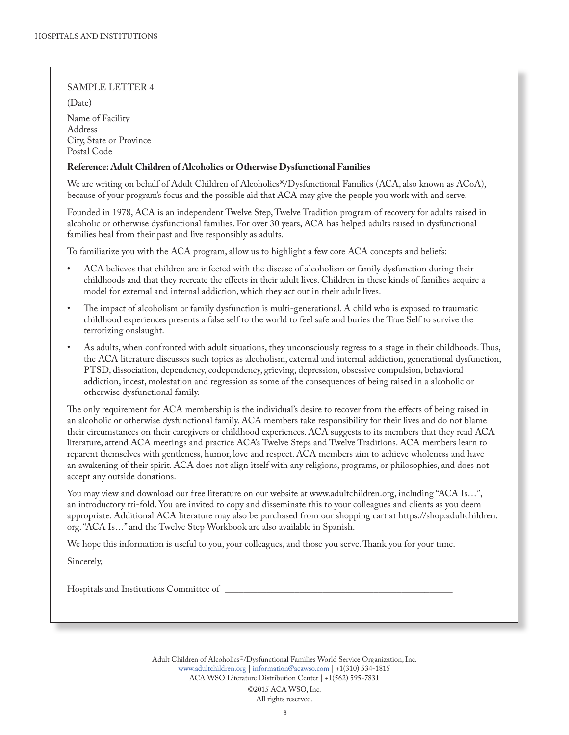SAMPLE LETTER 4

(Date)

Name of Facility
Address
City, State or Province
Postal Code

**Reference: Adult Children of Alcoholics or Otherwise Dysfunctional Families**

We are writing on behalf of Adult Children of Alcoholics®/Dysfunctional Families (ACA, also known as ACoA), because of your program's focus and the possible aid that ACA may give the people you work with and serve.

Founded in 1978, ACA is an independent Twelve Step, Twelve Tradition program of recovery for adults raised in alcoholic or otherwise dysfunctional families. For over 30 years, ACA has helped adults raised in dysfunctional families heal from their past and live responsibly as adults.

To familiarize you with the ACA program, allow us to highlight a few core ACA concepts and beliefs:

- ACA believes that children are infected with the disease of alcoholism or family dysfunction during their childhoods and that they recreate the effects in their adult lives. Children in these kinds of families acquire a model for external and internal addiction, which they act out in their adult lives.
- The impact of alcoholism or family dysfunction is multi-generational. A child who is exposed to traumatic childhood experiences presents a false self to the world to feel safe and buries the True Self to survive the terrorizing onslaught.
- As adults, when confronted with adult situations, they unconsciously regress to a stage in their childhoods. Thus, the ACA literature discusses such topics as alcoholism, external and internal addiction, generational dysfunction, PTSD, dissociation, dependency, codependency, grieving, depression, obsessive compulsion, behavioral addiction, incest, molestation and regression as some of the consequences of being raised in a alcoholic or otherwise dysfunctional family.

The only requirement for ACA membership is the individual's desire to recover from the effects of being raised in an alcoholic or otherwise dysfunctional family. ACA members take responsibility for their lives and do not blame their circumstances on their caregivers or childhood experiences. ACA suggests to its members that they read ACA literature, attend ACA meetings and practice ACA's Twelve Steps and Twelve Traditions. ACA members learn to reparent themselves with gentleness, humor, love and respect. ACA members aim to achieve wholeness and have an awakening of their spirit. ACA does not align itself with any religions, programs, or philosophies, and does not accept any outside donations.

You may view and download our free literature on our website at www.adultchildren.org, including "ACA Is…", an introductory tri-fold. You are invited to copy and disseminate this to your colleagues and clients as you deem appropriate. Additional ACA literature may also be purchased from our shopping cart at https://shop.adultchildren.org. "ACA Is…" and the Twelve Step Workbook are also available in Spanish.

We hope this information is useful to you, your colleagues, and those you serve. Thank you for your time.

Sincerely,

Hospitals and Institutions Committee of \_\_\_\_\_\_\_\_\_\_\_\_\_\_\_\_\_\_\_\_\_\_\_\_\_\_\_\_\_\_\_\_\_\_\_\_\_\_\_\_

Adult Children of Alcoholics®/Dysfunctional Families World Service Organization, Inc.
www.adultchildren.org | information@acawso.com | +1(310) 534-1815
ACA WSO Literature Distribution Center | +1(562) 595-7831

©2015 ACA WSO, Inc.
All rights reserved.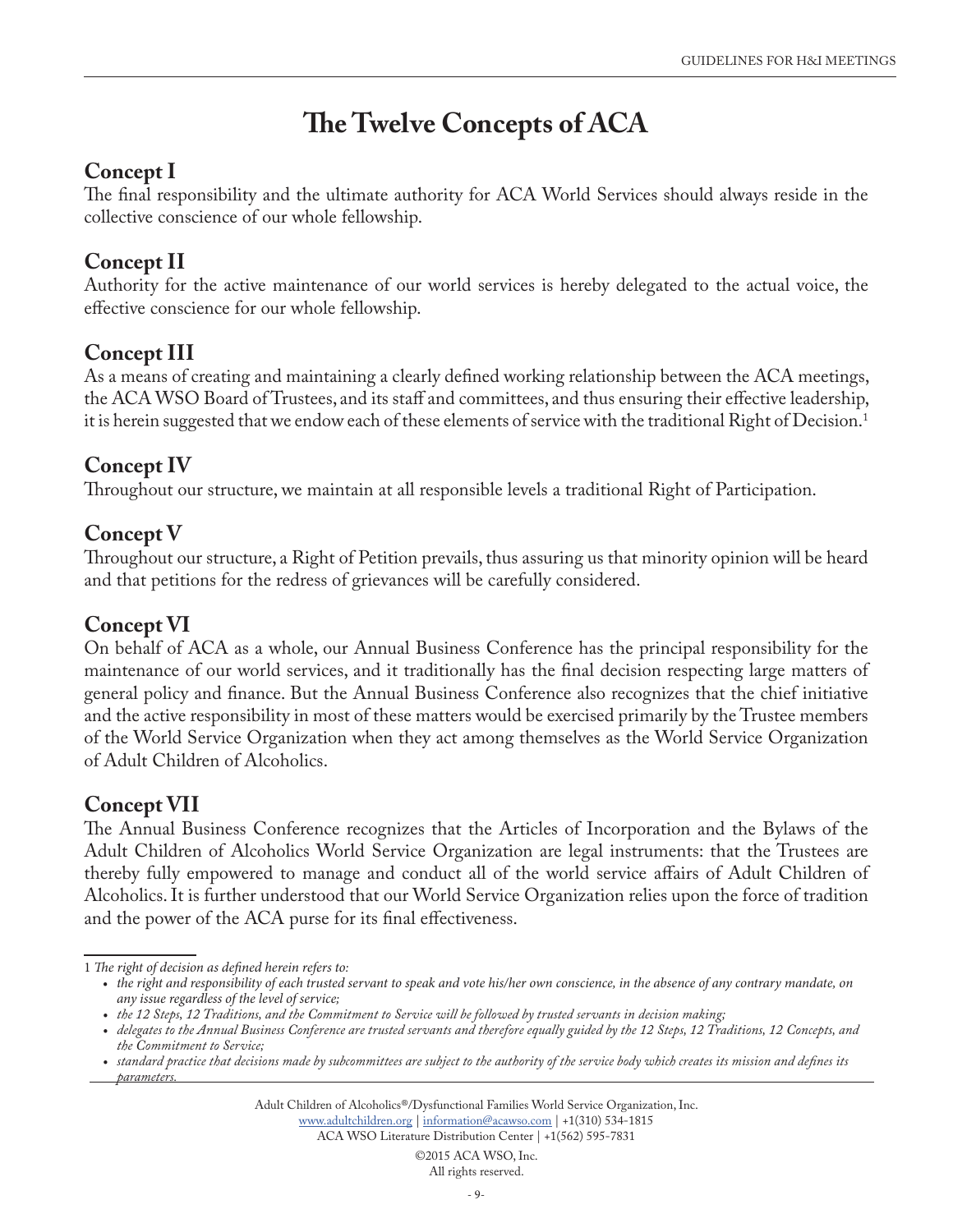# The Twelve Concepts of ACA

## Concept I

The final responsibility and the ultimate authority for ACA World Services should always reside in the collective conscience of our whole fellowship.

## Concept II

Authority for the active maintenance of our world services is hereby delegated to the actual voice, the effective conscience for our whole fellowship.

## Concept III

As a means of creating and maintaining a clearly defined working relationship between the ACA meetings, the ACA WSO Board of Trustees, and its staff and committees, and thus ensuring their effective leadership, it is herein suggested that we endow each of these elements of service with the traditional Right of Decision.[1]

## Concept IV

Throughout our structure, we maintain at all responsible levels a traditional Right of Participation.

## Concept V

Throughout our structure, a Right of Petition prevails, thus assuring us that minority opinion will be heard and that petitions for the redress of grievances will be carefully considered.

## Concept VI

On behalf of ACA as a whole, our Annual Business Conference has the principal responsibility for the maintenance of our world services, and it traditionally has the final decision respecting large matters of general policy and finance. But the Annual Business Conference also recognizes that the chief initiative and the active responsibility in most of these matters would be exercised primarily by the Trustee members of the World Service Organization when they act among themselves as the World Service Organization of Adult Children of Alcoholics.

## Concept VII

The Annual Business Conference recognizes that the Articles of Incorporation and the Bylaws of the Adult Children of Alcoholics World Service Organization are legal instruments: that the Trustees are thereby fully empowered to manage and conduct all of the world service affairs of Adult Children of Alcoholics. It is further understood that our World Service Organization relies upon the force of tradition and the power of the ACA purse for its final effectiveness.

---

1 *The right of decision as defined herein refers to:*

- *the right and responsibility of each trusted servant to speak and vote his/her own conscience, in the absence of any contrary mandate, on any issue regardless of the level of service;*
- *the 12 Steps, 12 Traditions, and the Commitment to Service will be followed by trusted servants in decision making;*
- *delegates to the Annual Business Conference are trusted servants and therefore equally guided by the 12 Steps, 12 Traditions, 12 Concepts, and the Commitment to Service;*
- *standard practice that decisions made by subcommittees are subject to the authority of the service body which creates its mission and defines its parameters.*

Adult Children of Alcoholics®/Dysfunctional Families World Service Organization, Inc.
www.adultchildren.org | information@acawso.com | +1(310) 534-1815
ACA WSO Literature Distribution Center | +1(562) 595-7831

©2015 ACA WSO, Inc.
All rights reserved.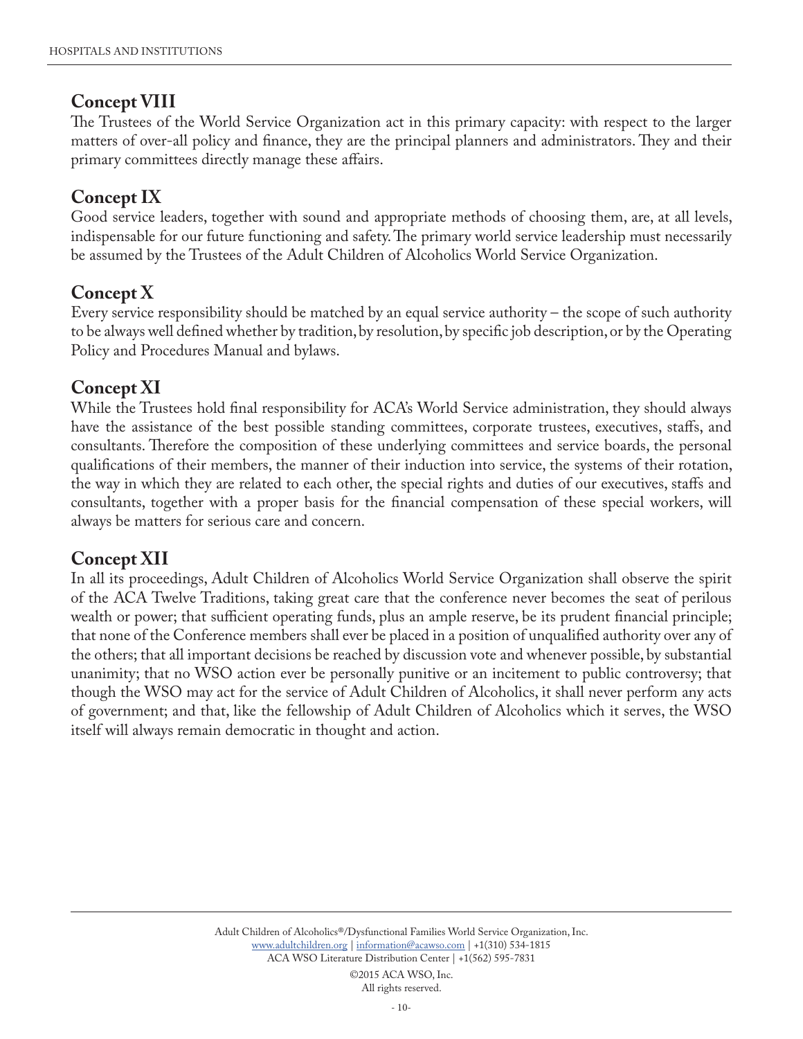## Concept VIII

The Trustees of the World Service Organization act in this primary capacity: with respect to the larger matters of over-all policy and finance, they are the principal planners and administrators. They and their primary committees directly manage these affairs.

## Concept IX

Good service leaders, together with sound and appropriate methods of choosing them, are, at all levels, indispensable for our future functioning and safety. The primary world service leadership must necessarily be assumed by the Trustees of the Adult Children of Alcoholics World Service Organization.

## Concept X

Every service responsibility should be matched by an equal service authority – the scope of such authority to be always well defined whether by tradition, by resolution, by specific job description, or by the Operating Policy and Procedures Manual and bylaws.

## Concept XI

While the Trustees hold final responsibility for ACA's World Service administration, they should always have the assistance of the best possible standing committees, corporate trustees, executives, staffs, and consultants. Therefore the composition of these underlying committees and service boards, the personal qualifications of their members, the manner of their induction into service, the systems of their rotation, the way in which they are related to each other, the special rights and duties of our executives, staffs and consultants, together with a proper basis for the financial compensation of these special workers, will always be matters for serious care and concern.

## Concept XII

In all its proceedings, Adult Children of Alcoholics World Service Organization shall observe the spirit of the ACA Twelve Traditions, taking great care that the conference never becomes the seat of perilous wealth or power; that sufficient operating funds, plus an ample reserve, be its prudent financial principle; that none of the Conference members shall ever be placed in a position of unqualified authority over any of the others; that all important decisions be reached by discussion vote and whenever possible, by substantial unanimity; that no WSO action ever be personally punitive or an incitement to public controversy; that though the WSO may act for the service of Adult Children of Alcoholics, it shall never perform any acts of government; and that, like the fellowship of Adult Children of Alcoholics which it serves, the WSO itself will always remain democratic in thought and action.

Adult Children of Alcoholics®/Dysfunctional Families World Service Organization, Inc.
www.adultchildren.org | information@acawso.com | +1(310) 534-1815
ACA WSO Literature Distribution Center | +1(562) 595-7831

©2015 ACA WSO, Inc.
All rights reserved.